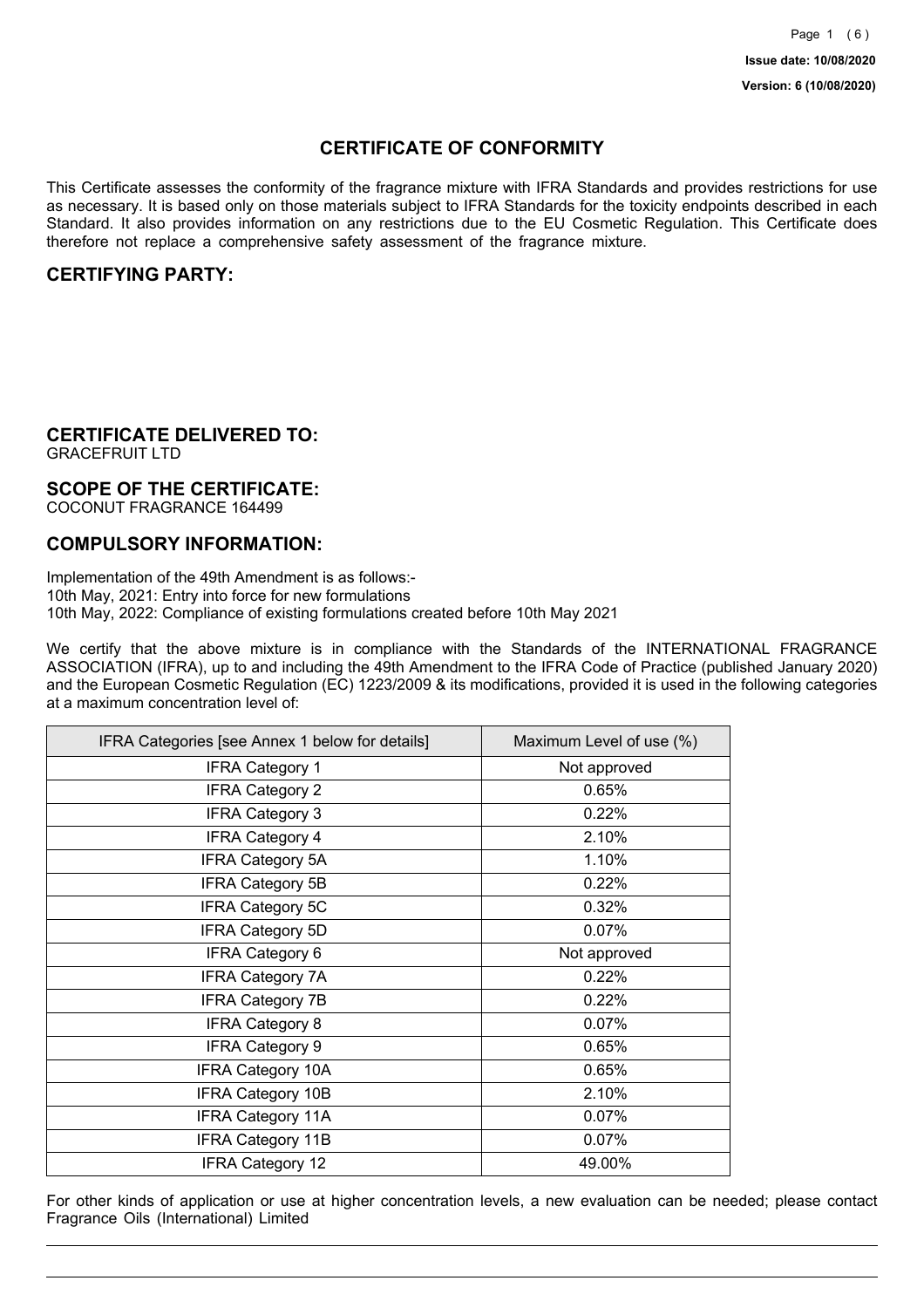Issue date: 10/08/2020

Version: 6 (10/08/2020)

# CERTIFICATE OF CONFORMITY

This Certificate assesses the conformity of the fragrance mixture with IFRA Standards and provides restrictions for use as necessary. It is based only on those materials subject to IFRA Standards for the toxicity endpoints described in each Standard. It also provides information on any restrictions due to the EU Cosmetic Regulation. This Certificate does therefore not replace a comprehensive safety assessment of the fragrance mixture.

## CERTIFYING PARTY:

## CERTIFICATE DELIVERED TO:

GRACEFRUIT LTD

## SCOPE OF THE CERTIFICATE:

COCONUT FRAGRANCE 164499

## COMPULSORY INFORMATION:

Implementation of the 49th Amendment is as follows:-
10th May, 2021: Entry into force for new formulations
10th May, 2022: Compliance of existing formulations created before 10th May 2021

We certify that the above mixture is in compliance with the Standards of the INTERNATIONAL FRAGRANCE ASSOCIATION (IFRA), up to and including the 49th Amendment to the IFRA Code of Practice (published January 2020) and the European Cosmetic Regulation (EC) 1223/2009 & its modifications, provided it is used in the following categories at a maximum concentration level of:

| IFRA Categories [see Annex 1 below for details] | Maximum Level of use (%) |
|---|---|
| IFRA Category 1 | Not approved |
| IFRA Category 2 | 0.65% |
| IFRA Category 3 | 0.22% |
| IFRA Category 4 | 2.10% |
| IFRA Category 5A | 1.10% |
| IFRA Category 5B | 0.22% |
| IFRA Category 5C | 0.32% |
| IFRA Category 5D | 0.07% |
| IFRA Category 6 | Not approved |
| IFRA Category 7A | 0.22% |
| IFRA Category 7B | 0.22% |
| IFRA Category 8 | 0.07% |
| IFRA Category 9 | 0.65% |
| IFRA Category 10A | 0.65% |
| IFRA Category 10B | 2.10% |
| IFRA Category 11A | 0.07% |
| IFRA Category 11B | 0.07% |
| IFRA Category 12 | 49.00% |

For other kinds of application or use at higher concentration levels, a new evaluation can be needed; please contact Fragrance Oils (International) Limited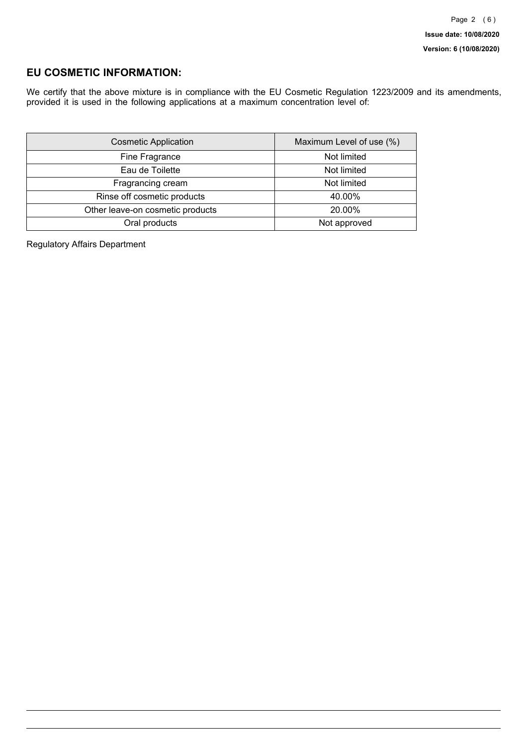## EU COSMETIC INFORMATION:

We certify that the above mixture is in compliance with the EU Cosmetic Regulation 1223/2009 and its amendments, provided it is used in the following applications at a maximum concentration level of:

| Cosmetic Application | Maximum Level of use (%) |
| --- | --- |
| Fine Fragrance | Not limited |
| Eau de Toilette | Not limited |
| Fragrancing cream | Not limited |
| Rinse off cosmetic products | 40.00% |
| Other leave-on cosmetic products | 20.00% |
| Oral products | Not approved |

Regulatory Affairs Department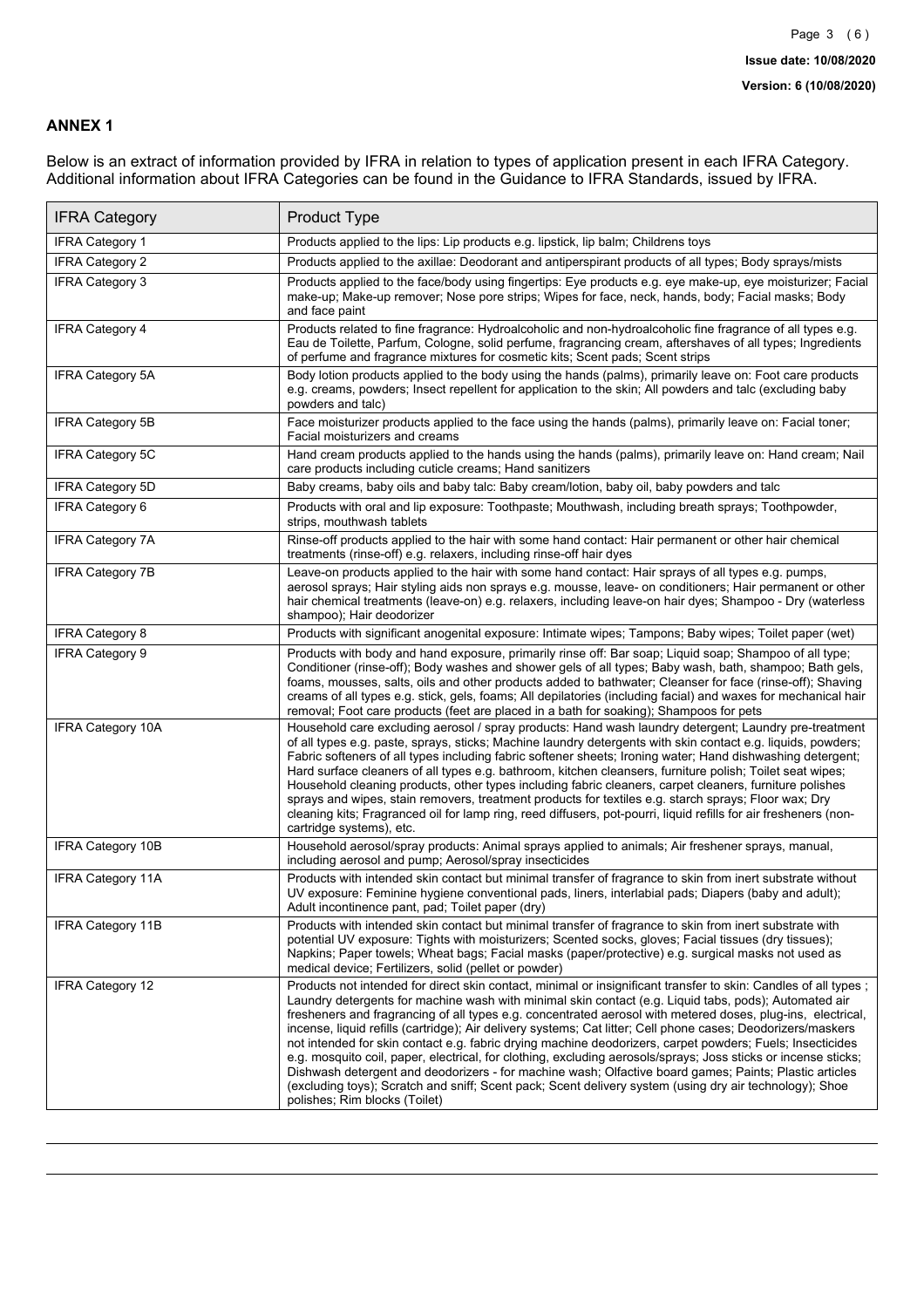## ANNEX 1

Below is an extract of information provided by IFRA in relation to types of application present in each IFRA Category. Additional information about IFRA Categories can be found in the Guidance to IFRA Standards, issued by IFRA.

| IFRA Category | Product Type |
|---|---|
| IFRA Category 1 | Products applied to the lips: Lip products e.g. lipstick, lip balm; Childrens toys |
| IFRA Category 2 | Products applied to the axillae: Deodorant and antiperspirant products of all types; Body sprays/mists |
| IFRA Category 3 | Products applied to the face/body using fingertips: Eye products e.g. eye make-up, eye moisturizer; Facial make-up; Make-up remover; Nose pore strips; Wipes for face, neck, hands, body; Facial masks; Body and face paint |
| IFRA Category 4 | Products related to fine fragrance: Hydroalcoholic and non-hydroalcoholic fine fragrance of all types e.g. Eau de Toilette, Parfum, Cologne, solid perfume, fragrancing cream, aftershaves of all types; Ingredients of perfume and fragrance mixtures for cosmetic kits; Scent pads; Scent strips |
| IFRA Category 5A | Body lotion products applied to the body using the hands (palms), primarily leave on: Foot care products e.g. creams, powders; Insect repellent for application to the skin; All powders and talc (excluding baby powders and talc) |
| IFRA Category 5B | Face moisturizer products applied to the face using the hands (palms), primarily leave on: Facial toner; Facial moisturizers and creams |
| IFRA Category 5C | Hand cream products applied to the hands using the hands (palms), primarily leave on: Hand cream; Nail care products including cuticle creams; Hand sanitizers |
| IFRA Category 5D | Baby creams, baby oils and baby talc: Baby cream/lotion, baby oil, baby powders and talc |
| IFRA Category 6 | Products with oral and lip exposure: Toothpaste; Mouthwash, including breath sprays; Toothpowder, strips, mouthwash tablets |
| IFRA Category 7A | Rinse-off products applied to the hair with some hand contact: Hair permanent or other hair chemical treatments (rinse-off) e.g. relaxers, including rinse-off hair dyes |
| IFRA Category 7B | Leave-on products applied to the hair with some hand contact: Hair sprays of all types e.g. pumps, aerosol sprays; Hair styling aids non sprays e.g. mousse, leave- on conditioners; Hair permanent or other hair chemical treatments (leave-on) e.g. relaxers, including leave-on hair dyes; Shampoo - Dry (waterless shampoo); Hair deodorizer |
| IFRA Category 8 | Products with significant anogenital exposure: Intimate wipes; Tampons; Baby wipes; Toilet paper (wet) |
| IFRA Category 9 | Products with body and hand exposure, primarily rinse off: Bar soap; Liquid soap; Shampoo of all type; Conditioner (rinse-off); Body washes and shower gels of all types; Baby wash, bath, shampoo; Bath gels, foams, mousses, salts, oils and other products added to bathwater; Cleanser for face (rinse-off); Shaving creams of all types e.g. stick, gels, foams; All depilatories (including facial) and waxes for mechanical hair removal; Foot care products (feet are placed in a bath for soaking); Shampoos for pets |
| IFRA Category 10A | Household care excluding aerosol / spray products: Hand wash laundry detergent; Laundry pre-treatment of all types e.g. paste, sprays, sticks; Machine laundry detergents with skin contact e.g. liquids, powders; Fabric softeners of all types including fabric softener sheets; Ironing water; Hand dishwashing detergent; Hard surface cleaners of all types e.g. bathroom, kitchen cleansers, furniture polish; Toilet seat wipes; Household cleaning products, other types including fabric cleaners, carpet cleaners, furniture polishes sprays and wipes, stain removers, treatment products for textiles e.g. starch sprays; Floor wax; Dry cleaning kits; Fragranced oil for lamp ring, reed diffusers, pot-pourri, liquid refills for air fresheners (non-cartridge systems), etc. |
| IFRA Category 10B | Household aerosol/spray products: Animal sprays applied to animals; Air freshener sprays, manual, including aerosol and pump; Aerosol/spray insecticides |
| IFRA Category 11A | Products with intended skin contact but minimal transfer of fragrance to skin from inert substrate without UV exposure: Feminine hygiene conventional pads, liners, interlabial pads; Diapers (baby and adult); Adult incontinence pant, pad; Toilet paper (dry) |
| IFRA Category 11B | Products with intended skin contact but minimal transfer of fragrance to skin from inert substrate with potential UV exposure: Tights with moisturizers; Scented socks, gloves; Facial tissues (dry tissues); Napkins; Paper towels; Wheat bags; Facial masks (paper/protective) e.g. surgical masks not used as medical device; Fertilizers, solid (pellet or powder) |
| IFRA Category 12 | Products not intended for direct skin contact, minimal or insignificant transfer to skin: Candles of all types ; Laundry detergents for machine wash with minimal skin contact (e.g. Liquid tabs, pods); Automated air fresheners and fragrancing of all types e.g. concentrated aerosol with metered doses, plug-ins, electrical, incense, liquid refills (cartridge); Air delivery systems; Cat litter; Cell phone cases; Deodorizers/maskers not intended for skin contact e.g. fabric drying machine deodorizers, carpet powders; Fuels; Insecticides e.g. mosquito coil, paper, electrical, for clothing, excluding aerosols/sprays; Joss sticks or incense sticks; Dishwash detergent and deodorizers - for machine wash; Olfactive board games; Paints; Plastic articles (excluding toys); Scratch and sniff; Scent pack; Scent delivery system (using dry air technology); Shoe polishes; Rim blocks (Toilet) |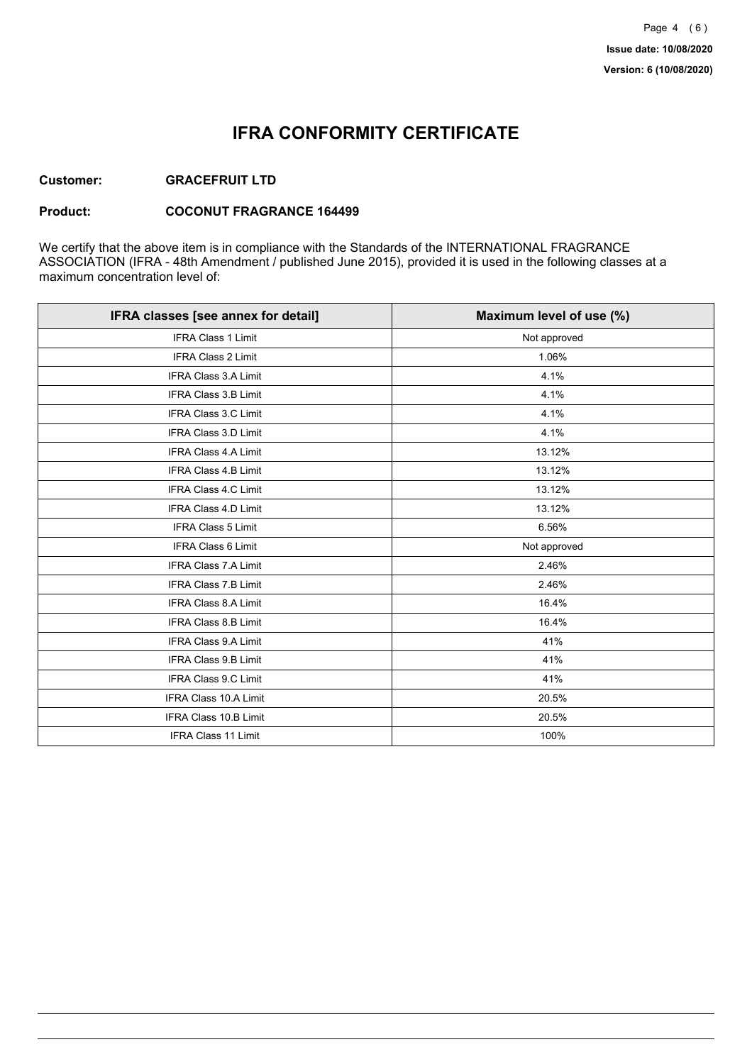# IFRA CONFORMITY CERTIFICATE

**Customer:** **GRACEFRUIT LTD**

**Product:** **COCONUT FRAGRANCE 164499**

We certify that the above item is in compliance with the Standards of the INTERNATIONAL FRAGRANCE ASSOCIATION (IFRA - 48th Amendment / published June 2015), provided it is used in the following classes at a maximum concentration level of:

| IFRA classes [see annex for detail] | Maximum level of use (%) |
|---|---|
| IFRA Class 1 Limit | Not approved |
| IFRA Class 2 Limit | 1.06% |
| IFRA Class 3.A Limit | 4.1% |
| IFRA Class 3.B Limit | 4.1% |
| IFRA Class 3.C Limit | 4.1% |
| IFRA Class 3.D Limit | 4.1% |
| IFRA Class 4.A Limit | 13.12% |
| IFRA Class 4.B Limit | 13.12% |
| IFRA Class 4.C Limit | 13.12% |
| IFRA Class 4.D Limit | 13.12% |
| IFRA Class 5 Limit | 6.56% |
| IFRA Class 6 Limit | Not approved |
| IFRA Class 7.A Limit | 2.46% |
| IFRA Class 7.B Limit | 2.46% |
| IFRA Class 8.A Limit | 16.4% |
| IFRA Class 8.B Limit | 16.4% |
| IFRA Class 9.A Limit | 41% |
| IFRA Class 9.B Limit | 41% |
| IFRA Class 9.C Limit | 41% |
| IFRA Class 10.A Limit | 20.5% |
| IFRA Class 10.B Limit | 20.5% |
| IFRA Class 11 Limit | 100% |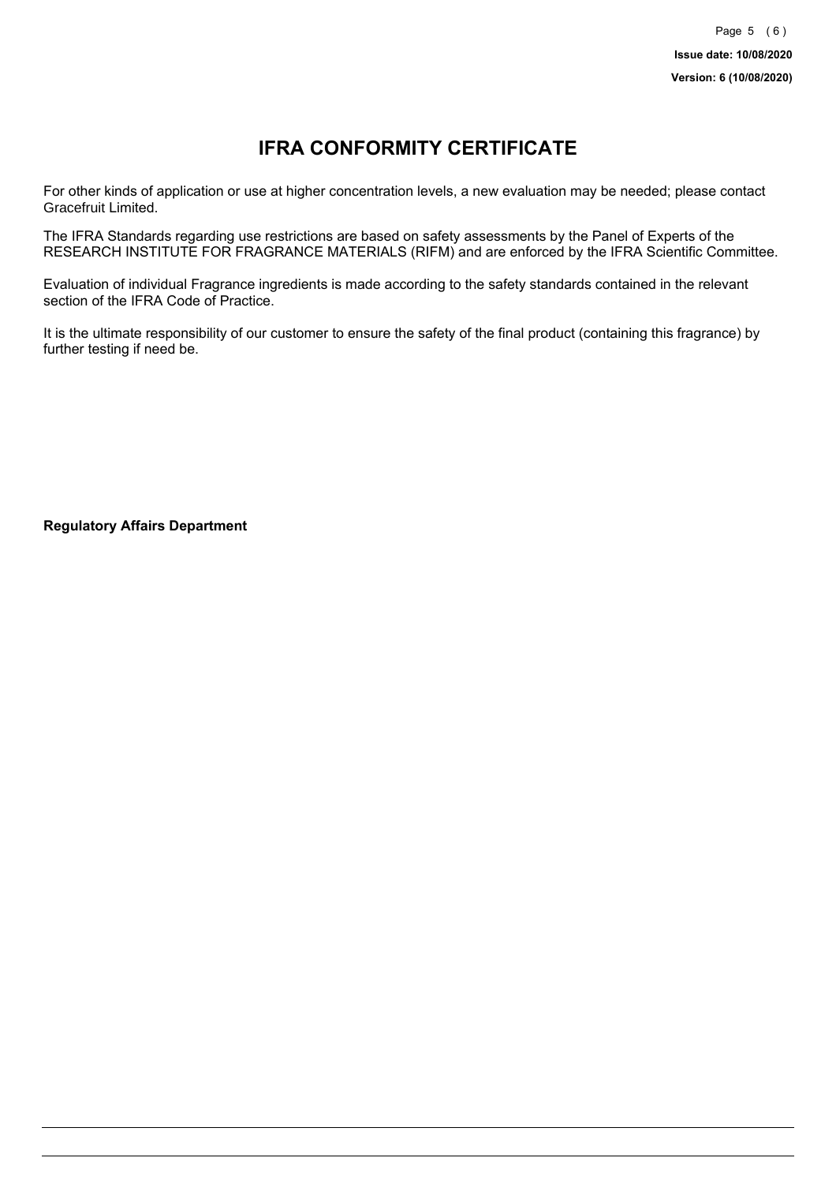# IFRA CONFORMITY CERTIFICATE

For other kinds of application or use at higher concentration levels, a new evaluation may be needed; please contact Gracefruit Limited.

The IFRA Standards regarding use restrictions are based on safety assessments by the Panel of Experts of the RESEARCH INSTITUTE FOR FRAGRANCE MATERIALS (RIFM) and are enforced by the IFRA Scientific Committee.

Evaluation of individual Fragrance ingredients is made according to the safety standards contained in the relevant section of the IFRA Code of Practice.

It is the ultimate responsibility of our customer to ensure the safety of the final product (containing this fragrance) by further testing if need be.

**Regulatory Affairs Department**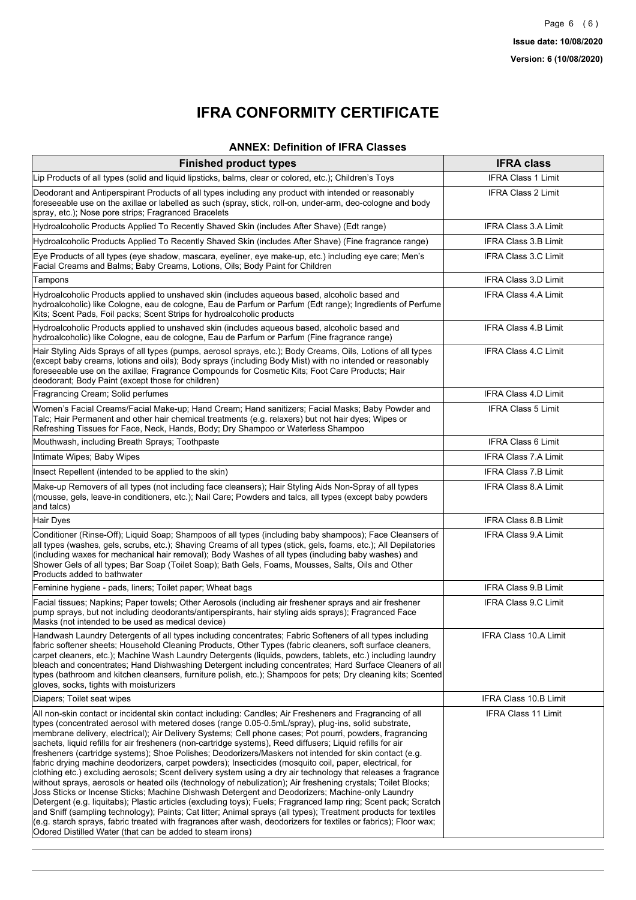Issue date: 10/08/2020

Version: 6 (10/08/2020)

# IFRA CONFORMITY CERTIFICATE

### ANNEX: Definition of IFRA Classes

| Finished product types | IFRA class |
|---|---|
| Lip Products of all types (solid and liquid lipsticks, balms, clear or colored, etc.); Children's Toys | IFRA Class 1 Limit |
| Deodorant and Antiperspirant Products of all types including any product with intended or reasonably foreseeable use on the axillae or labelled as such (spray, stick, roll-on, under-arm, deo-cologne and body spray, etc.); Nose pore strips; Fragranced Bracelets | IFRA Class 2 Limit |
| Hydroalcoholic Products Applied To Recently Shaved Skin (includes After Shave) (Edt range) | IFRA Class 3.A Limit |
| Hydroalcoholic Products Applied To Recently Shaved Skin (includes After Shave) (Fine fragrance range) | IFRA Class 3.B Limit |
| Eye Products of all types (eye shadow, mascara, eyeliner, eye make-up, etc.) including eye care; Men's Facial Creams and Balms; Baby Creams, Lotions, Oils; Body Paint for Children | IFRA Class 3.C Limit |
| Tampons | IFRA Class 3.D Limit |
| Hydroalcoholic Products applied to unshaved skin (includes aqueous based, alcoholic based and hydroalcoholic) like Cologne, eau de cologne, Eau de Parfum or Parfum (Edt range); Ingredients of Perfume Kits; Scent Pads, Foil packs; Scent Strips for hydroalcoholic products | IFRA Class 4.A Limit |
| Hydroalcoholic Products applied to unshaved skin (includes aqueous based, alcoholic based and hydroalcoholic) like Cologne, eau de cologne, Eau de Parfum or Parfum (Fine fragrance range) | IFRA Class 4.B Limit |
| Hair Styling Aids Sprays of all types (pumps, aerosol sprays, etc.); Body Creams, Oils, Lotions of all types (except baby creams, lotions and oils); Body sprays (including Body Mist) with no intended or reasonably foreseeable use on the axillae; Fragrance Compounds for Cosmetic Kits; Foot Care Products; Hair deodorant; Body Paint (except those for children) | IFRA Class 4.C Limit |
| Fragrancing Cream; Solid perfumes | IFRA Class 4.D Limit |
| Women's Facial Creams/Facial Make-up; Hand Cream; Hand sanitizers; Facial Masks; Baby Powder and Talc; Hair Permanent and other hair chemical treatments (e.g. relaxers) but not hair dyes; Wipes or Refreshing Tissues for Face, Neck, Hands, Body; Dry Shampoo or Waterless Shampoo | IFRA Class 5 Limit |
| Mouthwash, including Breath Sprays; Toothpaste | IFRA Class 6 Limit |
| Intimate Wipes; Baby Wipes | IFRA Class 7.A Limit |
| Insect Repellent (intended to be applied to the skin) | IFRA Class 7.B Limit |
| Make-up Removers of all types (not including face cleansers); Hair Styling Aids Non-Spray of all types (mousse, gels, leave-in conditioners, etc.); Nail Care; Powders and talcs, all types (except baby powders and talcs) | IFRA Class 8.A Limit |
| Hair Dyes | IFRA Class 8.B Limit |
| Conditioner (Rinse-Off); Liquid Soap; Shampoos of all types (including baby shampoos); Face Cleansers of all types (washes, gels, scrubs, etc.); Shaving Creams of all types (stick, gels, foams, etc.); All Depilatories (including waxes for mechanical hair removal); Body Washes of all types (including baby washes) and Shower Gels of all types; Bar Soap (Toilet Soap); Bath Gels, Foams, Mousses, Salts, Oils and Other Products added to bathwater | IFRA Class 9.A Limit |
| Feminine hygiene - pads, liners; Toilet paper; Wheat bags | IFRA Class 9.B Limit |
| Facial tissues; Napkins; Paper towels; Other Aerosols (including air freshener sprays and air freshener pump sprays, but not including deodorants/antiperspirants, hair styling aids sprays); Fragranced Face Masks (not intended to be used as medical device) | IFRA Class 9.C Limit |
| Handwash Laundry Detergents of all types including concentrates; Fabric Softeners of all types including fabric softener sheets; Household Cleaning Products, Other Types (fabric cleaners, soft surface cleaners, carpet cleaners, etc.); Machine Wash Laundry Detergents (liquids, powders, tablets, etc.) including laundry bleach and concentrates; Hand Dishwashing Detergent including concentrates; Hard Surface Cleaners of all types (bathroom and kitchen cleansers, furniture polish, etc.); Shampoos for pets; Dry cleaning kits; Scented gloves, socks, tights with moisturizers | IFRA Class 10.A Limit |
| Diapers; Toilet seat wipes | IFRA Class 10.B Limit |
| All non-skin contact or incidental skin contact including: Candles; Air Fresheners and Fragrancing of all types (concentrated aerosol with metered doses (range 0.05-0.5mL/spray), plug-ins, solid substrate, membrane delivery, electrical); Air Delivery Systems; Cell phone cases; Pot pourri, powders, fragrancing sachets, liquid refills for air fresheners (non-cartridge systems), Reed diffusers; Liquid refills for air fresheners (cartridge systems); Shoe Polishes; Deodorizers/Maskers not intended for skin contact (e.g. fabric drying machine deodorizers, carpet powders); Insecticides (mosquito coil, paper, electrical, for clothing etc.) excluding aerosols; Scent delivery system using a dry air technology that releases a fragrance without sprays, aerosols or heated oils (technology of nebulization); Air freshening crystals; Toilet Blocks; Joss Sticks or Incense Sticks; Machine Dishwash Detergent and Deodorizers; Machine-only Laundry Detergent (e.g. liquitabs); Plastic articles (excluding toys); Fuels; Fragranced lamp ring; Scent pack; Scratch and Sniff (sampling technology); Paints; Cat litter; Animal sprays (all types); Treatment products for textiles (e.g. starch sprays, fabric treated with fragrances after wash, deodorizers for textiles or fabrics); Floor wax; Odored Distilled Water (that can be added to steam irons) | IFRA Class 11 Limit |